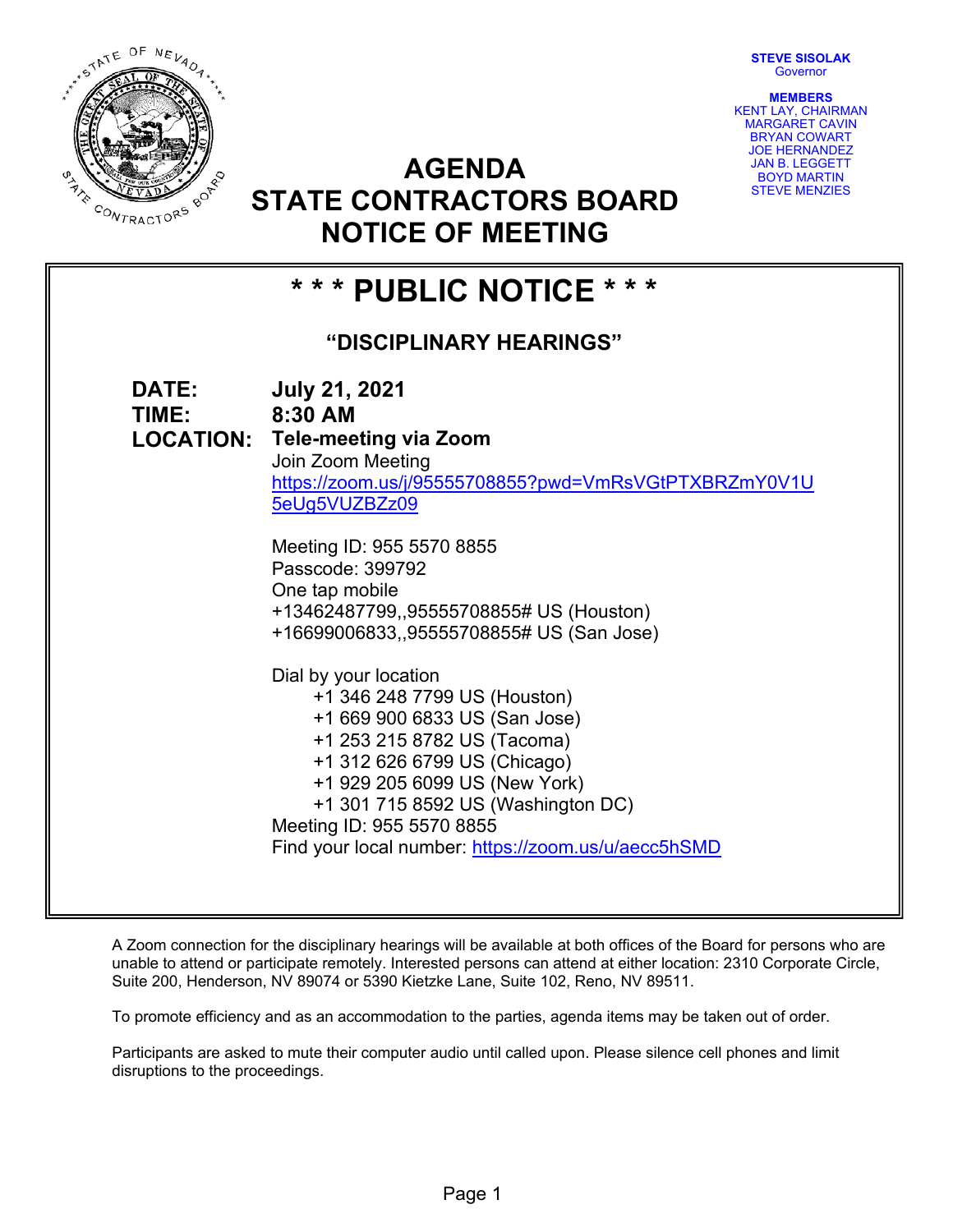STEVE SISOLAK
Governor

**MEMBERS**
KENT LAY, CHAIRMAN
MARGARET CAVIN
BRYAN COWART
JOE HERNANDEZ
JAN B. LEGGETT
BOYD MARTIN
STEVE MENZIES

# AGENDA
# STATE CONTRACTORS BOARD
# NOTICE OF MEETING

## * * * PUBLIC NOTICE * * *

### "DISCIPLINARY HEARINGS"

**DATE:** **July 21, 2021**
**TIME:** **8:30 AM**
**LOCATION:** **Tele-meeting via Zoom**

Join Zoom Meeting
https://zoom.us/j/95555708855?pwd=VmRsVGtPTXBRZmY0V1U5eUg5VUZBZz09

Meeting ID: 955 5570 8855
Passcode: 399792
One tap mobile
+13462487799,,95555708855# US (Houston)
+16699006833,,95555708855# US (San Jose)

Dial by your location
- +1 346 248 7799 US (Houston)
- +1 669 900 6833 US (San Jose)
- +1 253 215 8782 US (Tacoma)
- +1 312 626 6799 US (Chicago)
- +1 929 205 6099 US (New York)
- +1 301 715 8592 US (Washington DC)

Meeting ID: 955 5570 8855
Find your local number: https://zoom.us/u/aecc5hSMD

A Zoom connection for the disciplinary hearings will be available at both offices of the Board for persons who are unable to attend or participate remotely. Interested persons can attend at either location: 2310 Corporate Circle, Suite 200, Henderson, NV 89074 or 5390 Kietzke Lane, Suite 102, Reno, NV 89511.

To promote efficiency and as an accommodation to the parties, agenda items may be taken out of order.

Participants are asked to mute their computer audio until called upon. Please silence cell phones and limit disruptions to the proceedings.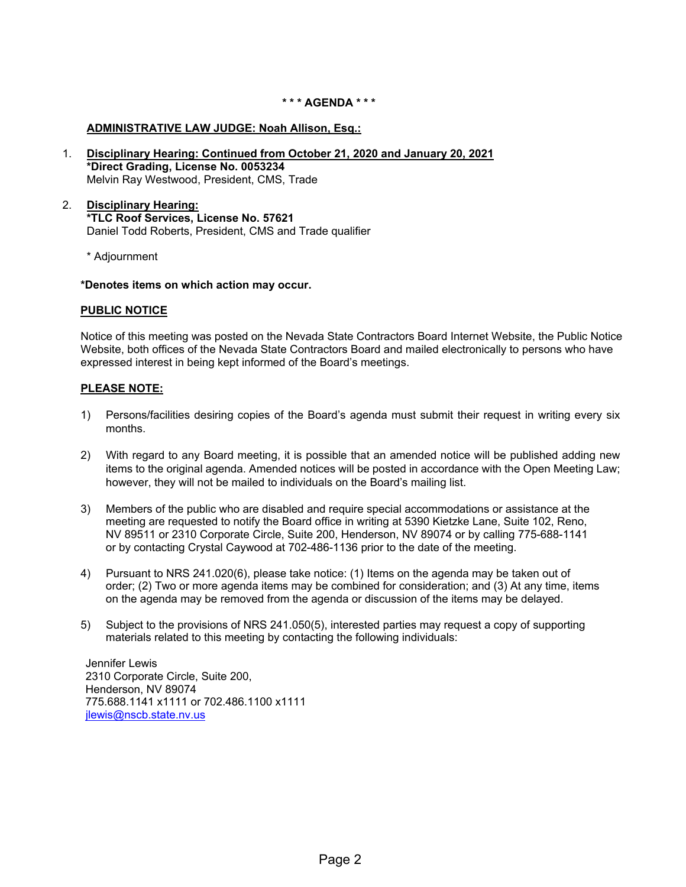**\* \* \* AGENDA \* \* \***

**ADMINISTRATIVE LAW JUDGE: Noah Allison, Esq.:**

1. **Disciplinary Hearing: Continued from October 21, 2020 and January 20, 2021**
   **\*Direct Grading, License No. 0053234**
   Melvin Ray Westwood, President, CMS, Trade

2. **Disciplinary Hearing:**
   **\*TLC Roof Services, License No. 57621**
   Daniel Todd Roberts, President, CMS and Trade qualifier

   \* Adjournment

**\*Denotes items on which action may occur.**

**PUBLIC NOTICE**

Notice of this meeting was posted on the Nevada State Contractors Board Internet Website, the Public Notice Website, both offices of the Nevada State Contractors Board and mailed electronically to persons who have expressed interest in being kept informed of the Board's meetings.

**PLEASE NOTE:**

1) Persons/facilities desiring copies of the Board's agenda must submit their request in writing every six months.

2) With regard to any Board meeting, it is possible that an amended notice will be published adding new items to the original agenda. Amended notices will be posted in accordance with the Open Meeting Law; however, they will not be mailed to individuals on the Board's mailing list.

3) Members of the public who are disabled and require special accommodations or assistance at the meeting are requested to notify the Board office in writing at 5390 Kietzke Lane, Suite 102, Reno, NV 89511 or 2310 Corporate Circle, Suite 200, Henderson, NV 89074 or by calling 775-688-1141 or by contacting Crystal Caywood at 702-486-1136 prior to the date of the meeting.

4) Pursuant to NRS 241.020(6), please take notice: (1) Items on the agenda may be taken out of order; (2) Two or more agenda items may be combined for consideration; and (3) At any time, items on the agenda may be removed from the agenda or discussion of the items may be delayed.

5) Subject to the provisions of NRS 241.050(5), interested parties may request a copy of supporting materials related to this meeting by contacting the following individuals:

Jennifer Lewis
2310 Corporate Circle, Suite 200,
Henderson, NV 89074
775.688.1141 x1111 or 702.486.1100 x1111
jlewis@nscb.state.nv.us